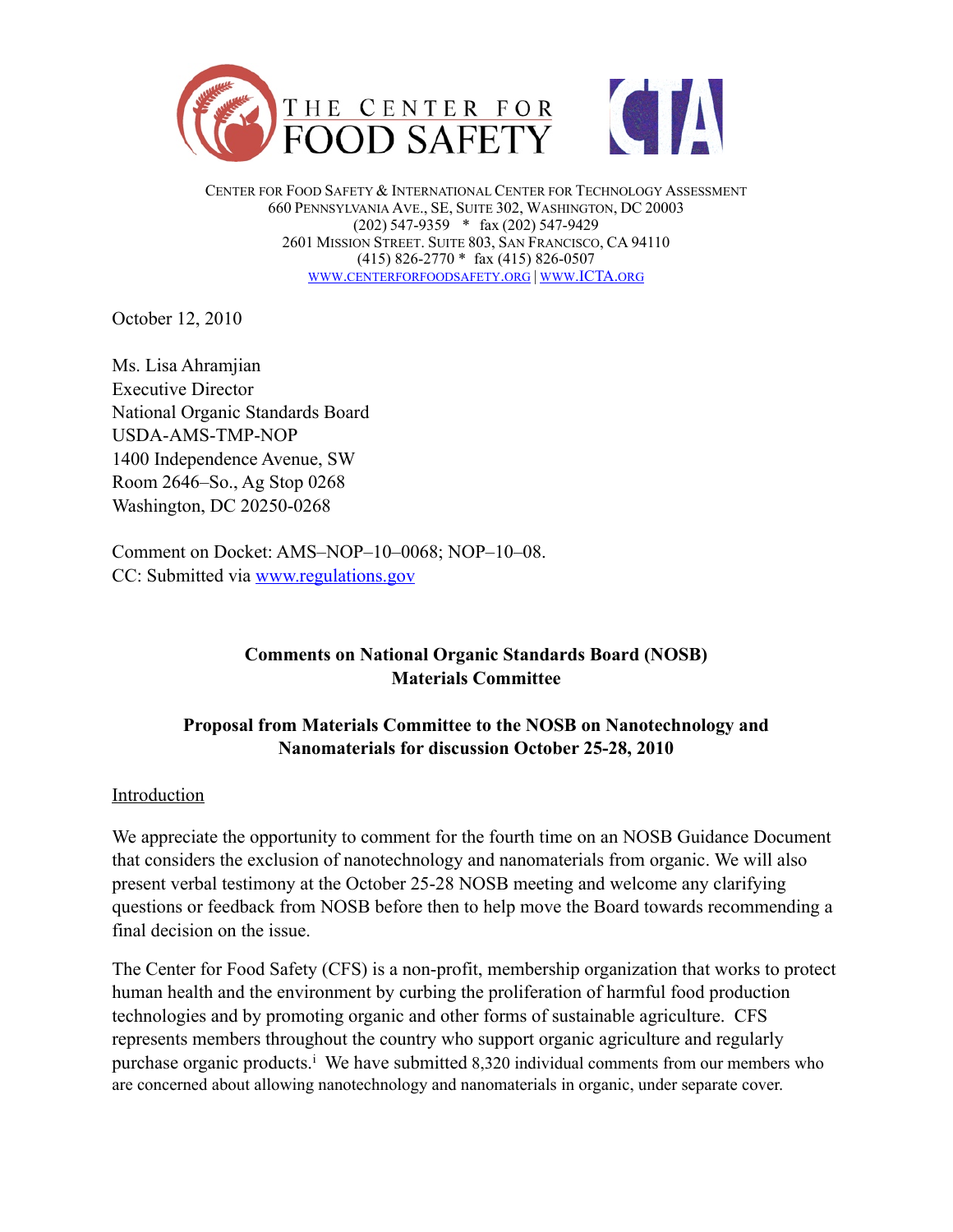THE CENTER FOR FOOD SAFETY

CTA

CENTER FOR FOOD SAFETY & INTERNATIONAL CENTER FOR TECHNOLOGY ASSESSMENT
660 PENNSYLVANIA AVE., SE, SUITE 302, WASHINGTON, DC 20003
(202) 547-9359 * fax (202) 547-9429
2601 MISSION STREET. SUITE 803, SAN FRANCISCO, CA 94110
(415) 826-2770 * fax (415) 826-0507
WWW.CENTERFORFOODSAFETY.ORG | WWW.ICTA.ORG

October 12, 2010

Ms. Lisa Ahramjian
Executive Director
National Organic Standards Board
USDA-AMS-TMP-NOP
1400 Independence Avenue, SW
Room 2646–So., Ag Stop 0268
Washington, DC 20250-0268

Comment on Docket: AMS–NOP–10–0068; NOP–10–08.
CC: Submitted via www.regulations.gov

**Comments on National Organic Standards Board (NOSB) Materials Committee**

**Proposal from Materials Committee to the NOSB on Nanotechnology and Nanomaterials for discussion October 25-28, 2010**

Introduction

We appreciate the opportunity to comment for the fourth time on an NOSB Guidance Document that considers the exclusion of nanotechnology and nanomaterials from organic. We will also present verbal testimony at the October 25-28 NOSB meeting and welcome any clarifying questions or feedback from NOSB before then to help move the Board towards recommending a final decision on the issue.

The Center for Food Safety (CFS) is a non-profit, membership organization that works to protect human health and the environment by curbing the proliferation of harmful food production technologies and by promoting organic and other forms of sustainable agriculture. CFS represents members throughout the country who support organic agriculture and regularly purchase organic products.[i] We have submitted 8,320 individual comments from our members who are concerned about allowing nanotechnology and nanomaterials in organic, under separate cover.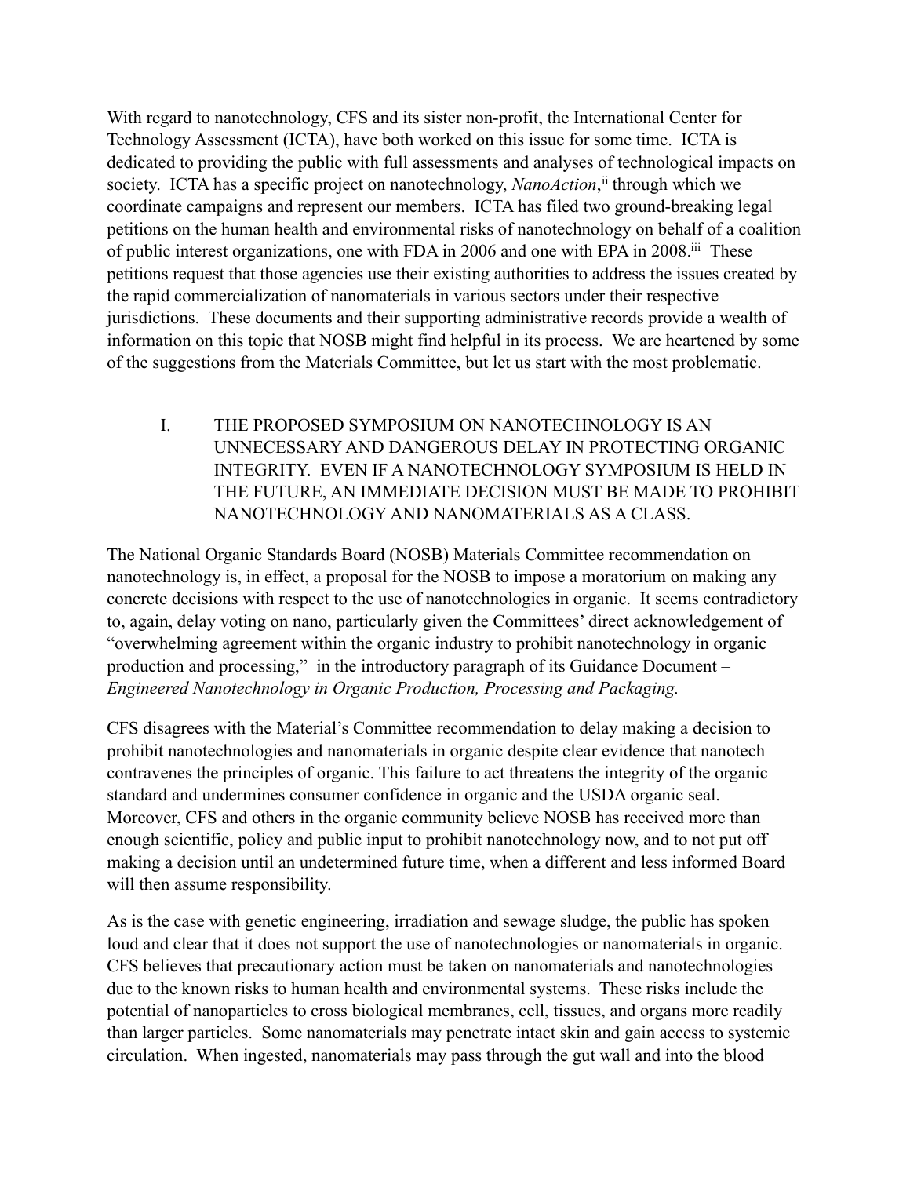With regard to nanotechnology, CFS and its sister non-profit, the International Center for Technology Assessment (ICTA), have both worked on this issue for some time. ICTA is dedicated to providing the public with full assessments and analyses of technological impacts on society. ICTA has a specific project on nanotechnology, *NanoAction*,[ii] through which we coordinate campaigns and represent our members. ICTA has filed two ground-breaking legal petitions on the human health and environmental risks of nanotechnology on behalf of a coalition of public interest organizations, one with FDA in 2006 and one with EPA in 2008.[iii] These petitions request that those agencies use their existing authorities to address the issues created by the rapid commercialization of nanomaterials in various sectors under their respective jurisdictions. These documents and their supporting administrative records provide a wealth of information on this topic that NOSB might find helpful in its process. We are heartened by some of the suggestions from the Materials Committee, but let us start with the most problematic.

## I. THE PROPOSED SYMPOSIUM ON NANOTECHNOLOGY IS AN UNNECESSARY AND DANGEROUS DELAY IN PROTECTING ORGANIC INTEGRITY. EVEN IF A NANOTECHNOLOGY SYMPOSIUM IS HELD IN THE FUTURE, AN IMMEDIATE DECISION MUST BE MADE TO PROHIBIT NANOTECHNOLOGY AND NANOMATERIALS AS A CLASS.

The National Organic Standards Board (NOSB) Materials Committee recommendation on nanotechnology is, in effect, a proposal for the NOSB to impose a moratorium on making any concrete decisions with respect to the use of nanotechnologies in organic. It seems contradictory to, again, delay voting on nano, particularly given the Committees' direct acknowledgement of "overwhelming agreement within the organic industry to prohibit nanotechnology in organic production and processing," in the introductory paragraph of its Guidance Document – *Engineered Nanotechnology in Organic Production, Processing and Packaging.*

CFS disagrees with the Material's Committee recommendation to delay making a decision to prohibit nanotechnologies and nanomaterials in organic despite clear evidence that nanotech contravenes the principles of organic. This failure to act threatens the integrity of the organic standard and undermines consumer confidence in organic and the USDA organic seal. Moreover, CFS and others in the organic community believe NOSB has received more than enough scientific, policy and public input to prohibit nanotechnology now, and to not put off making a decision until an undetermined future time, when a different and less informed Board will then assume responsibility.

As is the case with genetic engineering, irradiation and sewage sludge, the public has spoken loud and clear that it does not support the use of nanotechnologies or nanomaterials in organic. CFS believes that precautionary action must be taken on nanomaterials and nanotechnologies due to the known risks to human health and environmental systems. These risks include the potential of nanoparticles to cross biological membranes, cell, tissues, and organs more readily than larger particles. Some nanomaterials may penetrate intact skin and gain access to systemic circulation. When ingested, nanomaterials may pass through the gut wall and into the blood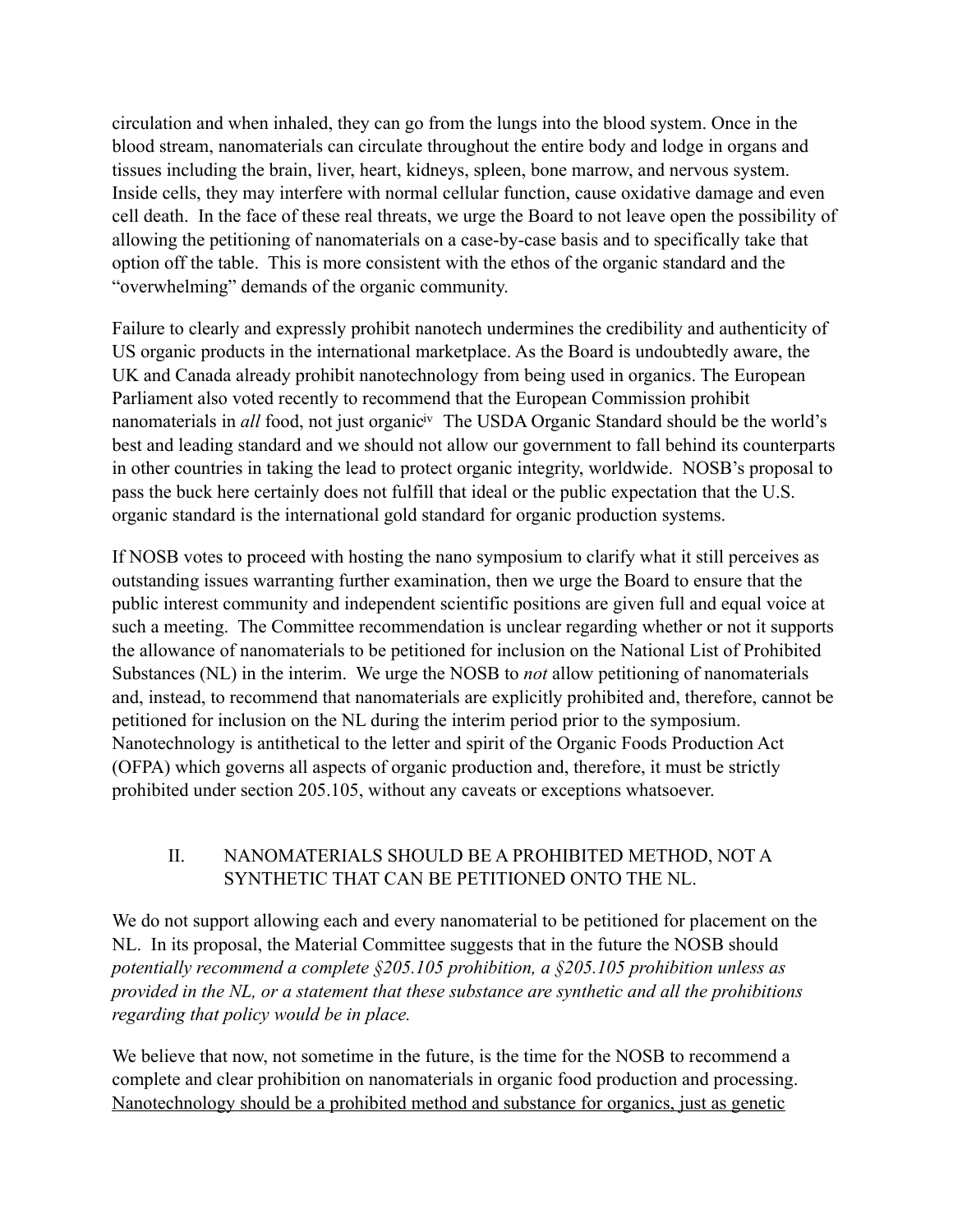circulation and when inhaled, they can go from the lungs into the blood system. Once in the blood stream, nanomaterials can circulate throughout the entire body and lodge in organs and tissues including the brain, liver, heart, kidneys, spleen, bone marrow, and nervous system. Inside cells, they may interfere with normal cellular function, cause oxidative damage and even cell death. In the face of these real threats, we urge the Board to not leave open the possibility of allowing the petitioning of nanomaterials on a case-by-case basis and to specifically take that option off the table. This is more consistent with the ethos of the organic standard and the "overwhelming" demands of the organic community.

Failure to clearly and expressly prohibit nanotech undermines the credibility and authenticity of US organic products in the international marketplace. As the Board is undoubtedly aware, the UK and Canada already prohibit nanotechnology from being used in organics. The European Parliament also voted recently to recommend that the European Commission prohibit nanomaterials in *all* food, not just organic[iv] The USDA Organic Standard should be the world's best and leading standard and we should not allow our government to fall behind its counterparts in other countries in taking the lead to protect organic integrity, worldwide. NOSB's proposal to pass the buck here certainly does not fulfill that ideal or the public expectation that the U.S. organic standard is the international gold standard for organic production systems.

If NOSB votes to proceed with hosting the nano symposium to clarify what it still perceives as outstanding issues warranting further examination, then we urge the Board to ensure that the public interest community and independent scientific positions are given full and equal voice at such a meeting. The Committee recommendation is unclear regarding whether or not it supports the allowance of nanomaterials to be petitioned for inclusion on the National List of Prohibited Substances (NL) in the interim. We urge the NOSB to *not* allow petitioning of nanomaterials and, instead, to recommend that nanomaterials are explicitly prohibited and, therefore, cannot be petitioned for inclusion on the NL during the interim period prior to the symposium. Nanotechnology is antithetical to the letter and spirit of the Organic Foods Production Act (OFPA) which governs all aspects of organic production and, therefore, it must be strictly prohibited under section 205.105, without any caveats or exceptions whatsoever.

## II. NANOMATERIALS SHOULD BE A PROHIBITED METHOD, NOT A SYNTHETIC THAT CAN BE PETITIONED ONTO THE NL.

We do not support allowing each and every nanomaterial to be petitioned for placement on the NL. In its proposal, the Material Committee suggests that in the future the NOSB should *potentially recommend a complete §205.105 prohibition, a §205.105 prohibition unless as provided in the NL, or a statement that these substance are synthetic and all the prohibitions regarding that policy would be in place.*

We believe that now, not sometime in the future, is the time for the NOSB to recommend a complete and clear prohibition on nanomaterials in organic food production and processing. <u>Nanotechnology should be a prohibited method and substance for organics, just as genetic</u>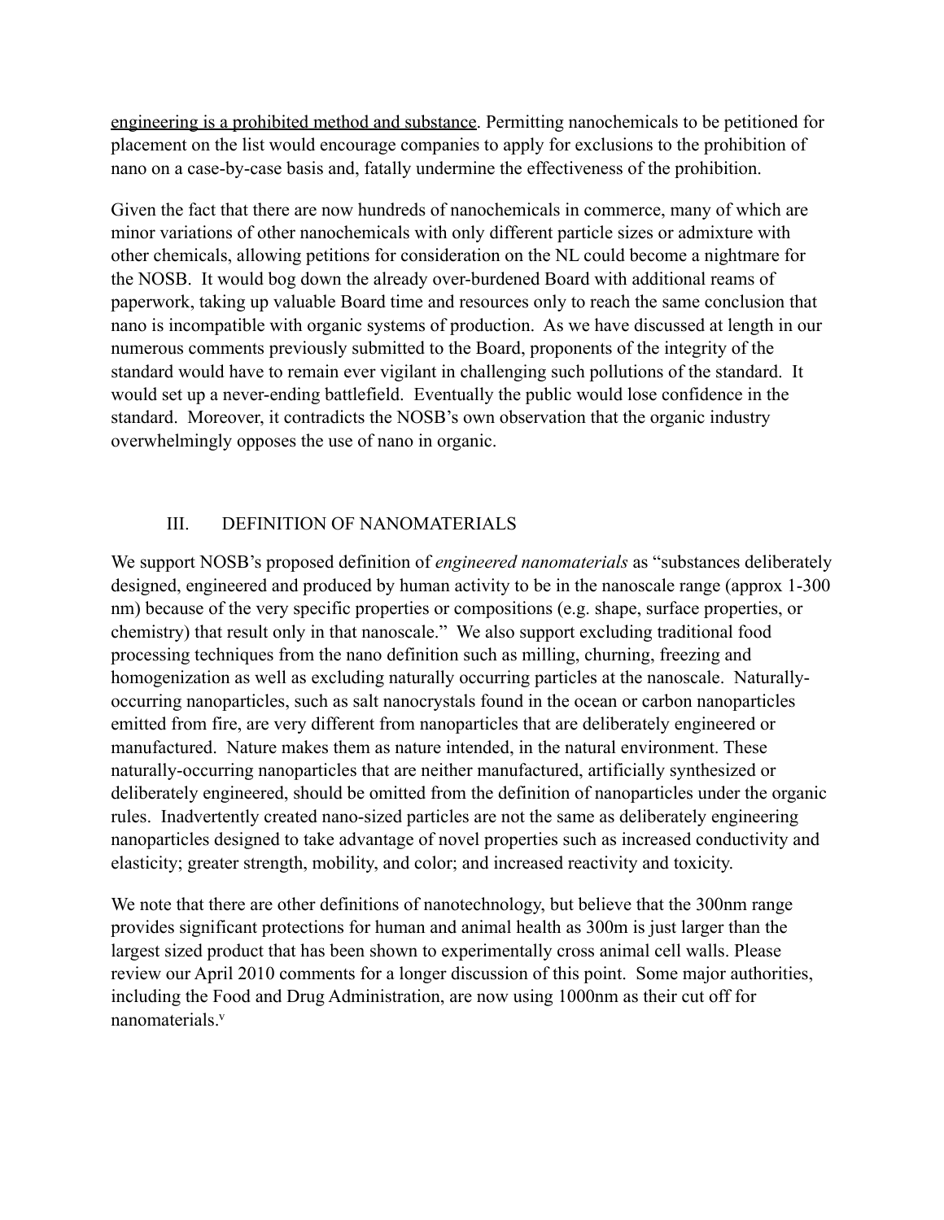<u>engineering is a prohibited method and substance</u>. Permitting nanochemicals to be petitioned for placement on the list would encourage companies to apply for exclusions to the prohibition of nano on a case-by-case basis and, fatally undermine the effectiveness of the prohibition.

Given the fact that there are now hundreds of nanochemicals in commerce, many of which are minor variations of other nanochemicals with only different particle sizes or admixture with other chemicals, allowing petitions for consideration on the NL could become a nightmare for the NOSB. It would bog down the already over-burdened Board with additional reams of paperwork, taking up valuable Board time and resources only to reach the same conclusion that nano is incompatible with organic systems of production. As we have discussed at length in our numerous comments previously submitted to the Board, proponents of the integrity of the standard would have to remain ever vigilant in challenging such pollutions of the standard. It would set up a never-ending battlefield. Eventually the public would lose confidence in the standard. Moreover, it contradicts the NOSB's own observation that the organic industry overwhelmingly opposes the use of nano in organic.

## III. DEFINITION OF NANOMATERIALS

We support NOSB's proposed definition of *engineered nanomaterials* as "substances deliberately designed, engineered and produced by human activity to be in the nanoscale range (approx 1-300 nm) because of the very specific properties or compositions (e.g. shape, surface properties, or chemistry) that result only in that nanoscale." We also support excluding traditional food processing techniques from the nano definition such as milling, churning, freezing and homogenization as well as excluding naturally occurring particles at the nanoscale. Naturally-occurring nanoparticles, such as salt nanocrystals found in the ocean or carbon nanoparticles emitted from fire, are very different from nanoparticles that are deliberately engineered or manufactured. Nature makes them as nature intended, in the natural environment. These naturally-occurring nanoparticles that are neither manufactured, artificially synthesized or deliberately engineered, should be omitted from the definition of nanoparticles under the organic rules. Inadvertently created nano-sized particles are not the same as deliberately engineering nanoparticles designed to take advantage of novel properties such as increased conductivity and elasticity; greater strength, mobility, and color; and increased reactivity and toxicity.

We note that there are other definitions of nanotechnology, but believe that the 300nm range provides significant protections for human and animal health as 300m is just larger than the largest sized product that has been shown to experimentally cross animal cell walls. Please review our April 2010 comments for a longer discussion of this point. Some major authorities, including the Food and Drug Administration, are now using 1000nm as their cut off for nanomaterials.[v]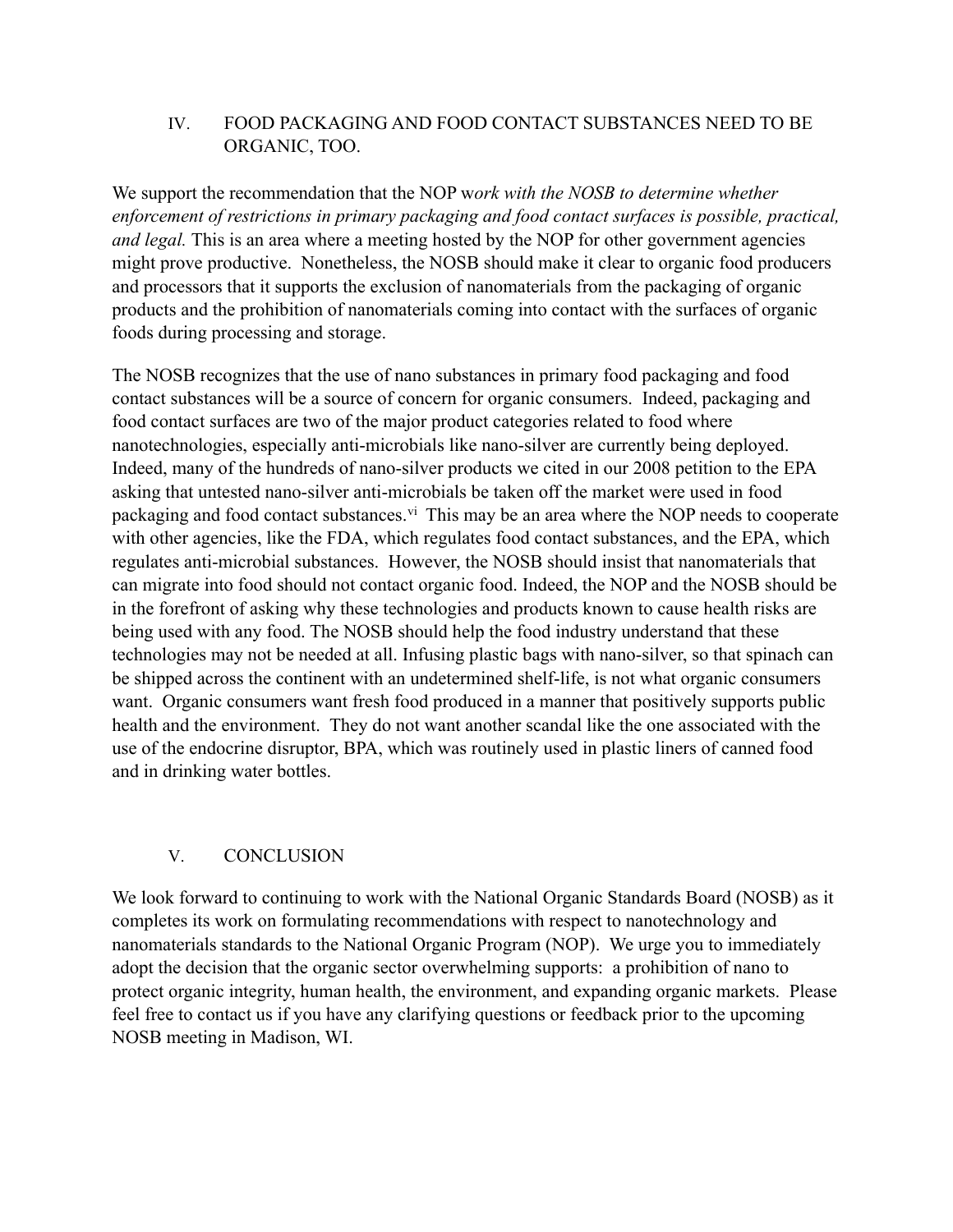## IV. FOOD PACKAGING AND FOOD CONTACT SUBSTANCES NEED TO BE ORGANIC, TOO.

We support the recommendation that the NOP w*ork with the NOSB to determine whether enforcement of restrictions in primary packaging and food contact surfaces is possible, practical, and legal.* This is an area where a meeting hosted by the NOP for other government agencies might prove productive. Nonetheless, the NOSB should make it clear to organic food producers and processors that it supports the exclusion of nanomaterials from the packaging of organic products and the prohibition of nanomaterials coming into contact with the surfaces of organic foods during processing and storage.

The NOSB recognizes that the use of nano substances in primary food packaging and food contact substances will be a source of concern for organic consumers. Indeed, packaging and food contact surfaces are two of the major product categories related to food where nanotechnologies, especially anti-microbials like nano-silver are currently being deployed. Indeed, many of the hundreds of nano-silver products we cited in our 2008 petition to the EPA asking that untested nano-silver anti-microbials be taken off the market were used in food packaging and food contact substances.[vi] This may be an area where the NOP needs to cooperate with other agencies, like the FDA, which regulates food contact substances, and the EPA, which regulates anti-microbial substances. However, the NOSB should insist that nanomaterials that can migrate into food should not contact organic food. Indeed, the NOP and the NOSB should be in the forefront of asking why these technologies and products known to cause health risks are being used with any food. The NOSB should help the food industry understand that these technologies may not be needed at all. Infusing plastic bags with nano-silver, so that spinach can be shipped across the continent with an undetermined shelf-life, is not what organic consumers want. Organic consumers want fresh food produced in a manner that positively supports public health and the environment. They do not want another scandal like the one associated with the use of the endocrine disruptor, BPA, which was routinely used in plastic liners of canned food and in drinking water bottles.

## V. CONCLUSION

We look forward to continuing to work with the National Organic Standards Board (NOSB) as it completes its work on formulating recommendations with respect to nanotechnology and nanomaterials standards to the National Organic Program (NOP). We urge you to immediately adopt the decision that the organic sector overwhelming supports: a prohibition of nano to protect organic integrity, human health, the environment, and expanding organic markets. Please feel free to contact us if you have any clarifying questions or feedback prior to the upcoming NOSB meeting in Madison, WI.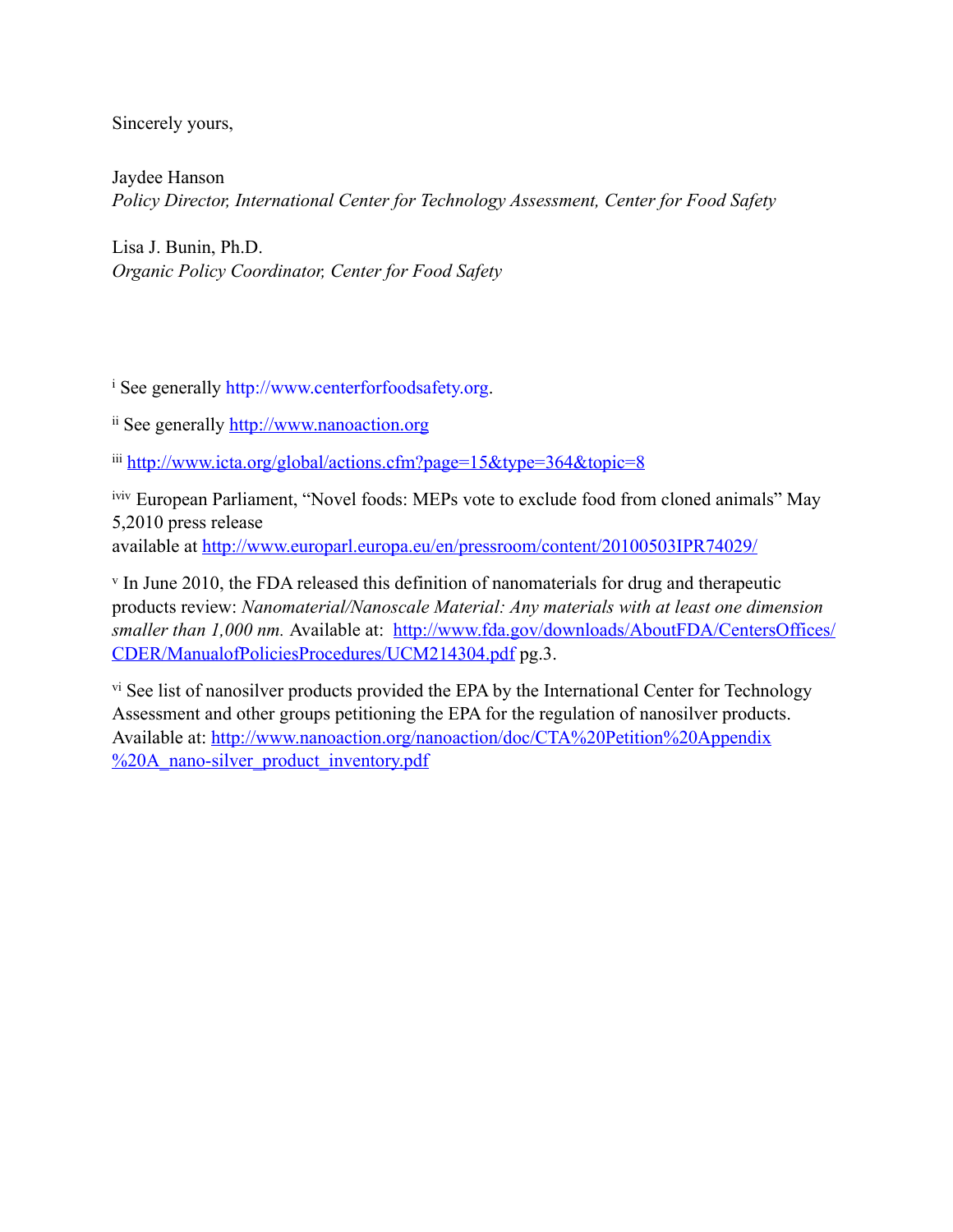Sincerely yours,

Jaydee Hanson
*Policy Director, International Center for Technology Assessment, Center for Food Safety*

Lisa J. Bunin, Ph.D.
*Organic Policy Coordinator, Center for Food Safety*

[i] See generally http://www.centerforfoodsafety.org.

[ii] See generally http://www.nanoaction.org

[iii] http://www.icta.org/global/actions.cfm?page=15&type=364&topic=8

[iviv] European Parliament, "Novel foods: MEPs vote to exclude food from cloned animals" May 5,2010 press release
available at http://www.europarl.europa.eu/en/pressroom/content/20100503IPR74029/

[v] In June 2010, the FDA released this definition of nanomaterials for drug and therapeutic products review: *Nanomaterial/Nanoscale Material: Any materials with at least one dimension smaller than 1,000 nm.* Available at: http://www.fda.gov/downloads/AboutFDA/CentersOffices/CDER/ManualofPoliciesProcedures/UCM214304.pdf pg.3.

[vi] See list of nanosilver products provided the EPA by the International Center for Technology Assessment and other groups petitioning the EPA for the regulation of nanosilver products. Available at: http://www.nanoaction.org/nanoaction/doc/CTA%20Petition%20Appendix%20A_nano-silver_product_inventory.pdf